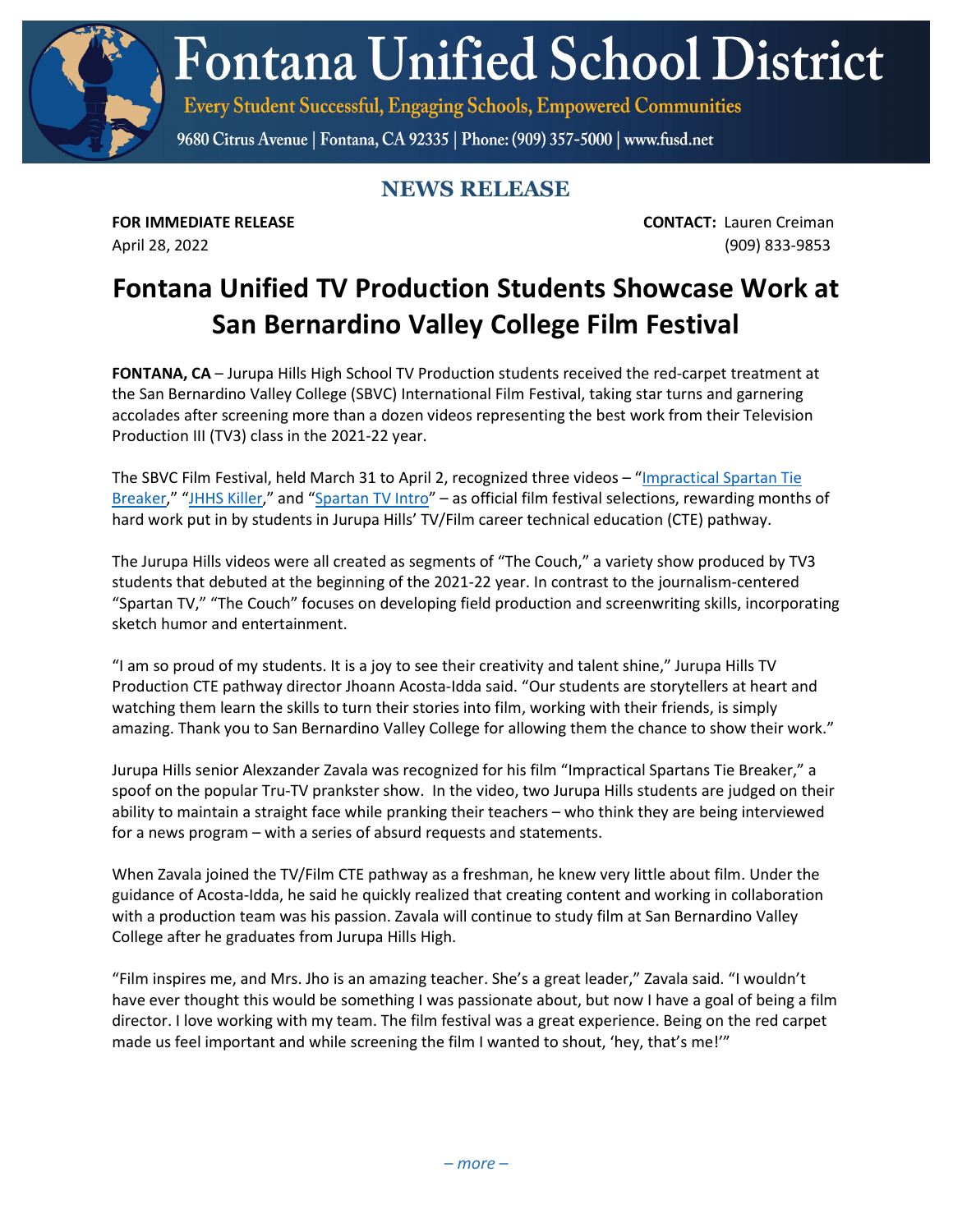# Fontana Unified School District

Every Student Successful, Engaging Schools, Empowered Communities

9680 Citrus Avenue | Fontana, CA 92335 | Phone: (909) 357-5000 | www.fusd.net

## NEWS RELEASE

**FOR IMMEDIATE RELEASE**
April 28, 2022

**CONTACT:** Lauren Creiman
(909) 833-9853

# Fontana Unified TV Production Students Showcase Work at San Bernardino Valley College Film Festival

**FONTANA, CA** – Jurupa Hills High School TV Production students received the red-carpet treatment at the San Bernardino Valley College (SBVC) International Film Festival, taking star turns and garnering accolades after screening more than a dozen videos representing the best work from their Television Production III (TV3) class in the 2021-22 year.

The SBVC Film Festival, held March 31 to April 2, recognized three videos – "Impractical Spartan Tie Breaker," "JHHS Killer," and "Spartan TV Intro" – as official film festival selections, rewarding months of hard work put in by students in Jurupa Hills' TV/Film career technical education (CTE) pathway.

The Jurupa Hills videos were all created as segments of "The Couch," a variety show produced by TV3 students that debuted at the beginning of the 2021-22 year. In contrast to the journalism-centered "Spartan TV," "The Couch" focuses on developing field production and screenwriting skills, incorporating sketch humor and entertainment.

"I am so proud of my students. It is a joy to see their creativity and talent shine," Jurupa Hills TV Production CTE pathway director Jhoann Acosta-Idda said. "Our students are storytellers at heart and watching them learn the skills to turn their stories into film, working with their friends, is simply amazing. Thank you to San Bernardino Valley College for allowing them the chance to show their work."

Jurupa Hills senior Alexzander Zavala was recognized for his film "Impractical Spartans Tie Breaker," a spoof on the popular Tru-TV prankster show. In the video, two Jurupa Hills students are judged on their ability to maintain a straight face while pranking their teachers – who think they are being interviewed for a news program – with a series of absurd requests and statements.

When Zavala joined the TV/Film CTE pathway as a freshman, he knew very little about film. Under the guidance of Acosta-Idda, he said he quickly realized that creating content and working in collaboration with a production team was his passion. Zavala will continue to study film at San Bernardino Valley College after he graduates from Jurupa Hills High.

"Film inspires me, and Mrs. Jho is an amazing teacher. She's a great leader," Zavala said. "I wouldn't have ever thought this would be something I was passionate about, but now I have a goal of being a film director. I love working with my team. The film festival was a great experience. Being on the red carpet made us feel important and while screening the film I wanted to shout, 'hey, that's me!'"

*– more –*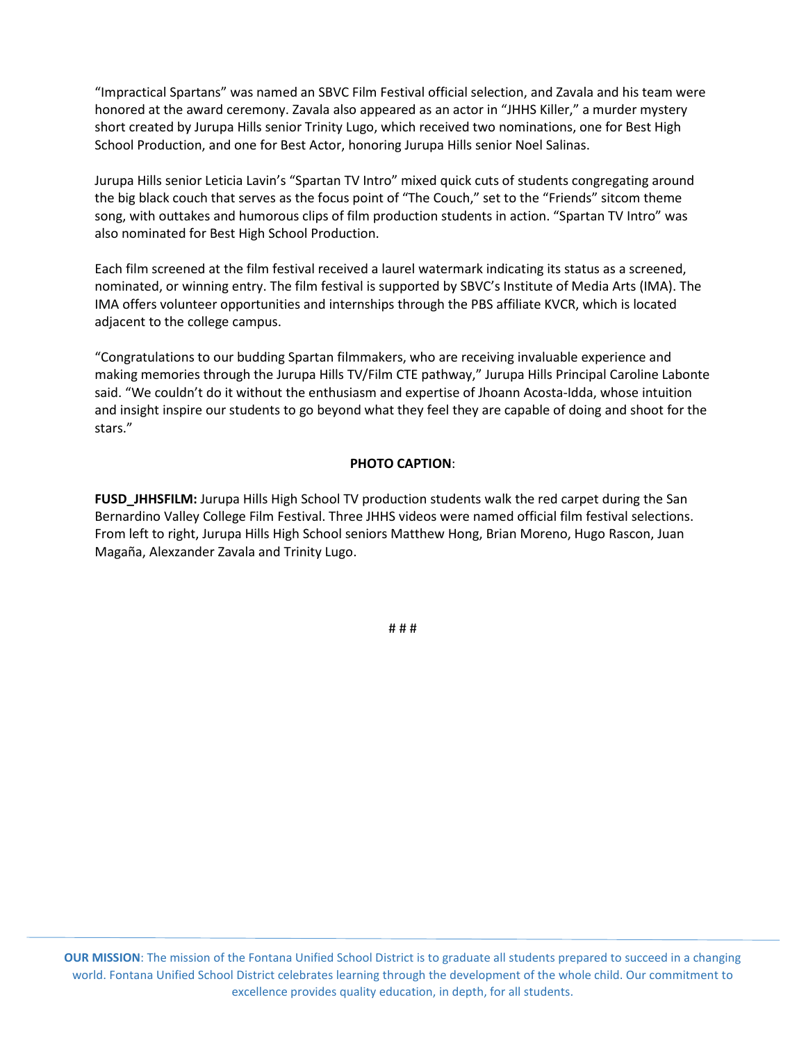"Impractical Spartans" was named an SBVC Film Festival official selection, and Zavala and his team were honored at the award ceremony. Zavala also appeared as an actor in "JHHS Killer," a murder mystery short created by Jurupa Hills senior Trinity Lugo, which received two nominations, one for Best High School Production, and one for Best Actor, honoring Jurupa Hills senior Noel Salinas.

Jurupa Hills senior Leticia Lavin's "Spartan TV Intro" mixed quick cuts of students congregating around the big black couch that serves as the focus point of "The Couch," set to the "Friends" sitcom theme song, with outtakes and humorous clips of film production students in action. "Spartan TV Intro" was also nominated for Best High School Production.

Each film screened at the film festival received a laurel watermark indicating its status as a screened, nominated, or winning entry. The film festival is supported by SBVC's Institute of Media Arts (IMA). The IMA offers volunteer opportunities and internships through the PBS affiliate KVCR, which is located adjacent to the college campus.

"Congratulations to our budding Spartan filmmakers, who are receiving invaluable experience and making memories through the Jurupa Hills TV/Film CTE pathway," Jurupa Hills Principal Caroline Labonte said. "We couldn't do it without the enthusiasm and expertise of Jhoann Acosta-Idda, whose intuition and insight inspire our students to go beyond what they feel they are capable of doing and shoot for the stars."

**PHOTO CAPTION**:

**FUSD_JHHSFILM:** Jurupa Hills High School TV production students walk the red carpet during the San Bernardino Valley College Film Festival. Three JHHS videos were named official film festival selections. From left to right, Jurupa Hills High School seniors Matthew Hong, Brian Moreno, Hugo Rascon, Juan Magaña, Alexzander Zavala and Trinity Lugo.

# # #

**OUR MISSION**: The mission of the Fontana Unified School District is to graduate all students prepared to succeed in a changing world. Fontana Unified School District celebrates learning through the development of the whole child. Our commitment to excellence provides quality education, in depth, for all students.